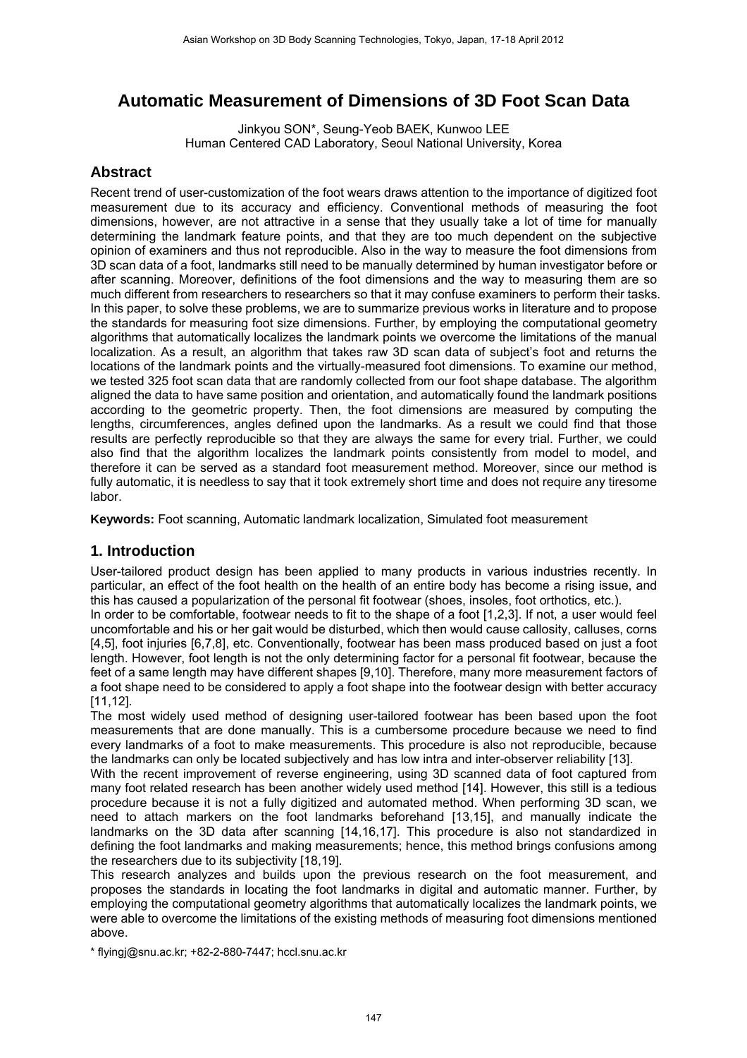# Automatic Measurement of Dimensions of 3D Foot Scan Data

Jinkyou SON*, Seung-Yeob BAEK, Kunwoo LEE
Human Centered CAD Laboratory, Seoul National University, Korea

## Abstract

Recent trend of user-customization of the foot wears draws attention to the importance of digitized foot measurement due to its accuracy and efficiency. Conventional methods of measuring the foot dimensions, however, are not attractive in a sense that they usually take a lot of time for manually determining the landmark feature points, and that they are too much dependent on the subjective opinion of examiners and thus not reproducible. Also in the way to measure the foot dimensions from 3D scan data of a foot, landmarks still need to be manually determined by human investigator before or after scanning. Moreover, definitions of the foot dimensions and the way to measuring them are so much different from researchers to researchers so that it may confuse examiners to perform their tasks. In this paper, to solve these problems, we are to summarize previous works in literature and to propose the standards for measuring foot size dimensions. Further, by employing the computational geometry algorithms that automatically localizes the landmark points we overcome the limitations of the manual localization. As a result, an algorithm that takes raw 3D scan data of subject's foot and returns the locations of the landmark points and the virtually-measured foot dimensions. To examine our method, we tested 325 foot scan data that are randomly collected from our foot shape database. The algorithm aligned the data to have same position and orientation, and automatically found the landmark positions according to the geometric property. Then, the foot dimensions are measured by computing the lengths, circumferences, angles defined upon the landmarks. As a result we could find that those results are perfectly reproducible so that they are always the same for every trial. Further, we could also find that the algorithm localizes the landmark points consistently from model to model, and therefore it can be served as a standard foot measurement method. Moreover, since our method is fully automatic, it is needless to say that it took extremely short time and does not require any tiresome labor.

**Keywords:** Foot scanning, Automatic landmark localization, Simulated foot measurement

## 1. Introduction

User-tailored product design has been applied to many products in various industries recently. In particular, an effect of the foot health on the health of an entire body has become a rising issue, and this has caused a popularization of the personal fit footwear (shoes, insoles, foot orthotics, etc.).

In order to be comfortable, footwear needs to fit to the shape of a foot [1,2,3]. If not, a user would feel uncomfortable and his or her gait would be disturbed, which then would cause callosity, calluses, corns [4,5], foot injuries [6,7,8], etc. Conventionally, footwear has been mass produced based on just a foot length. However, foot length is not the only determining factor for a personal fit footwear, because the feet of a same length may have different shapes [9,10]. Therefore, many more measurement factors of a foot shape need to be considered to apply a foot shape into the footwear design with better accuracy [11,12].

The most widely used method of designing user-tailored footwear has been based upon the foot measurements that are done manually. This is a cumbersome procedure because we need to find every landmarks of a foot to make measurements. This procedure is also not reproducible, because the landmarks can only be located subjectively and has low intra and inter-observer reliability [13].

With the recent improvement of reverse engineering, using 3D scanned data of foot captured from many foot related research has been another widely used method [14]. However, this still is a tedious procedure because it is not a fully digitized and automated method. When performing 3D scan, we need to attach markers on the foot landmarks beforehand [13,15], and manually indicate the landmarks on the 3D data after scanning [14,16,17]. This procedure is also not standardized in defining the foot landmarks and making measurements; hence, this method brings confusions among the researchers due to its subjectivity [18,19].

This research analyzes and builds upon the previous research on the foot measurement, and proposes the standards in locating the foot landmarks in digital and automatic manner. Further, by employing the computational geometry algorithms that automatically localizes the landmark points, we were able to overcome the limitations of the existing methods of measuring foot dimensions mentioned above.

\* flyingj@snu.ac.kr; +82-2-880-7447; hccl.snu.ac.kr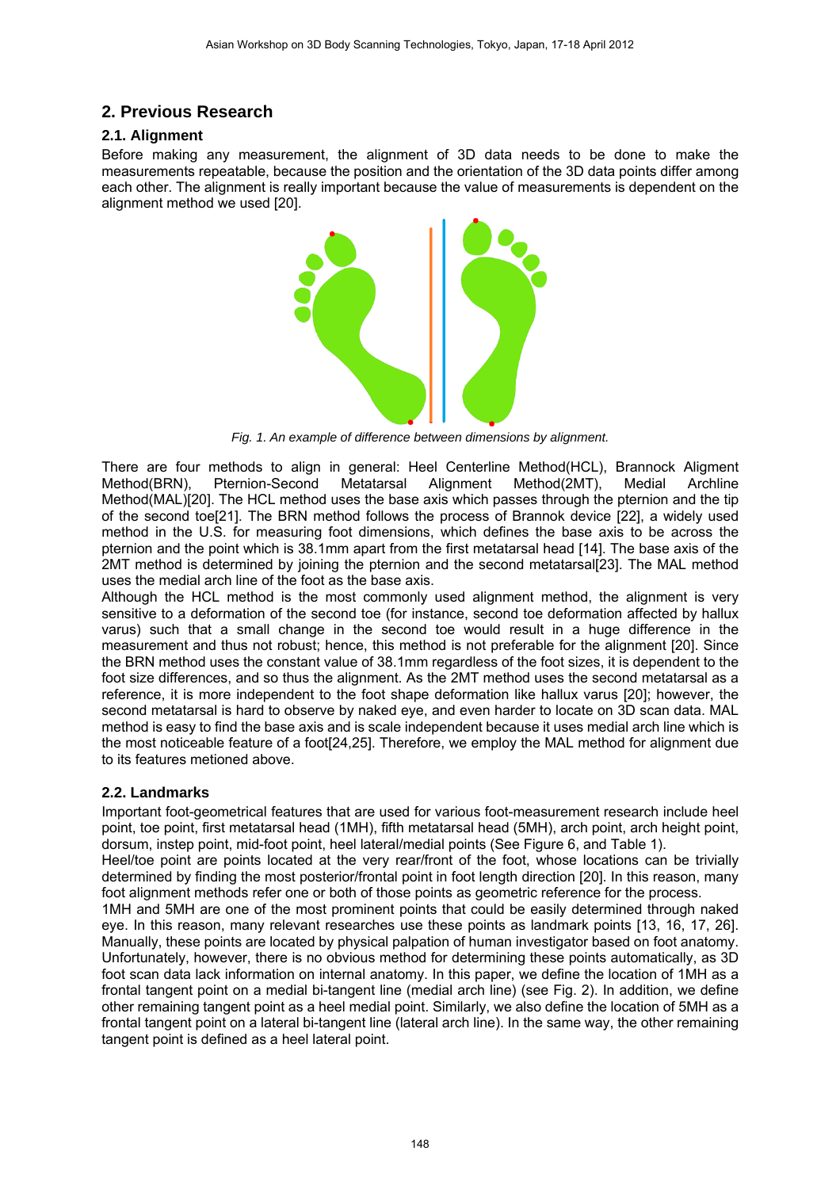## 2. Previous Research

### 2.1. Alignment

Before making any measurement, the alignment of 3D data needs to be done to make the measurements repeatable, because the position and the orientation of the 3D data points differ among each other. The alignment is really important because the value of measurements is dependent on the alignment method we used [20].

*Fig. 1. An example of difference between dimensions by alignment.*

There are four methods to align in general: Heel Centerline Method(HCL), Brannock Aligment Method(BRN), Pternion-Second Metatarsal Alignment Method(2MT), Medial Archline Method(MAL)[20]. The HCL method uses the base axis which passes through the pternion and the tip of the second toe[21]. The BRN method follows the process of Brannock device [22], a widely used method in the U.S. for measuring foot dimensions, which defines the base axis to be across the pternion and the point which is 38.1mm apart from the first metatarsal head [14]. The base axis of the 2MT method is determined by joining the pternion and the second metatarsal[23]. The MAL method uses the medial arch line of the foot as the base axis.

Although the HCL method is the most commonly used alignment method, the alignment is very sensitive to a deformation of the second toe (for instance, second toe deformation affected by hallux varus) such that a small change in the second toe would result in a huge difference in the measurement and thus not robust; hence, this method is not preferable for the alignment [20]. Since the BRN method uses the constant value of 38.1mm regardless of the foot sizes, it is dependent to the foot size differences, and so thus the alignment. As the 2MT method uses the second metatarsal as a reference, it is more independent to the foot shape deformation like hallux varus [20]; however, the second metatarsal is hard to observe by naked eye, and even harder to locate on 3D scan data. MAL method is easy to find the base axis and is scale independent because it uses medial arch line which is the most noticeable feature of a foot[24,25]. Therefore, we employ the MAL method for alignment due to its features metioned above.

### 2.2. Landmarks

Important foot-geometrical features that are used for various foot-measurement research include heel point, toe point, first metatarsal head (1MH), fifth metatarsal head (5MH), arch point, arch height point, dorsum, instep point, mid-foot point, heel lateral/medial points (See Figure 6, and Table 1).

Heel/toe point are points located at the very rear/front of the foot, whose locations can be trivially determined by finding the most posterior/frontal point in foot length direction [20]. In this reason, many foot alignment methods refer one or both of those points as geometric reference for the process.

1MH and 5MH are one of the most prominent points that could be easily determined through naked eye. In this reason, many relevant researches use these points as landmark points [13, 16, 17, 26]. Manually, these points are located by physical palpation of human investigator based on foot anatomy. Unfortunately, however, there is no obvious method for determining these points automatically, as 3D foot scan data lack information on internal anatomy. In this paper, we define the location of 1MH as a frontal tangent point on a medial bi-tangent line (medial arch line) (see Fig. 2). In addition, we define other remaining tangent point as a heel medial point. Similarly, we also define the location of 5MH as a frontal tangent point on a lateral bi-tangent line (lateral arch line). In the same way, the other remaining tangent point is defined as a heel lateral point.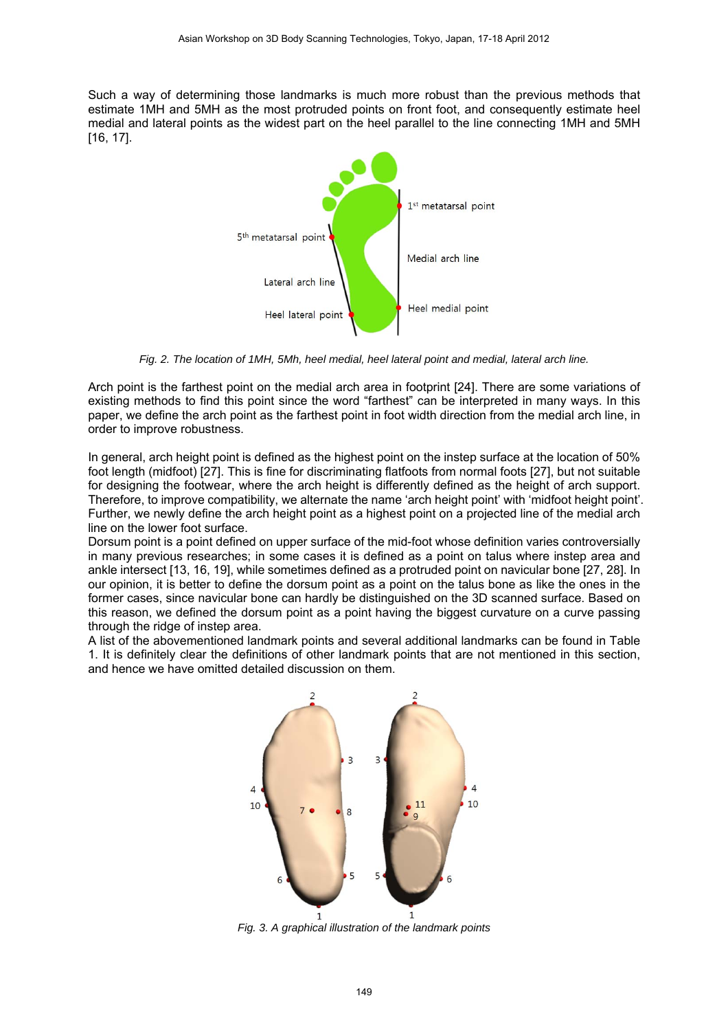Such a way of determining those landmarks is much more robust than the previous methods that estimate 1MH and 5MH as the most protruded points on front foot, and consequently estimate heel medial and lateral points as the widest part on the heel parallel to the line connecting 1MH and 5MH [16, 17].

*Fig. 2. The location of 1MH, 5Mh, heel medial, heel lateral point and medial, lateral arch line.*

Arch point is the farthest point on the medial arch area in footprint [24]. There are some variations of existing methods to find this point since the word "farthest" can be interpreted in many ways. In this paper, we define the arch point as the farthest point in foot width direction from the medial arch line, in order to improve robustness.

In general, arch height point is defined as the highest point on the instep surface at the location of 50% foot length (midfoot) [27]. This is fine for discriminating flatfoots from normal foots [27], but not suitable for designing the footwear, where the arch height is differently defined as the height of arch support. Therefore, to improve compatibility, we alternate the name 'arch height point' with 'midfoot height point'. Further, we newly define the arch height point as a highest point on a projected line of the medial arch line on the lower foot surface.

Dorsum point is a point defined on upper surface of the mid-foot whose definition varies controversially in many previous researches; in some cases it is defined as a point on talus where instep area and ankle intersect [13, 16, 19], while sometimes defined as a protruded point on navicular bone [27, 28]. In our opinion, it is better to define the dorsum point as a point on the talus bone as like the ones in the former cases, since navicular bone can hardly be distinguished on the 3D scanned surface. Based on this reason, we defined the dorsum point as a point having the biggest curvature on a curve passing through the ridge of instep area.

A list of the abovementioned landmark points and several additional landmarks can be found in Table 1. It is definitely clear the definitions of other landmark points that are not mentioned in this section, and hence we have omitted detailed discussion on them.

*Fig. 3. A graphical illustration of the landmark points*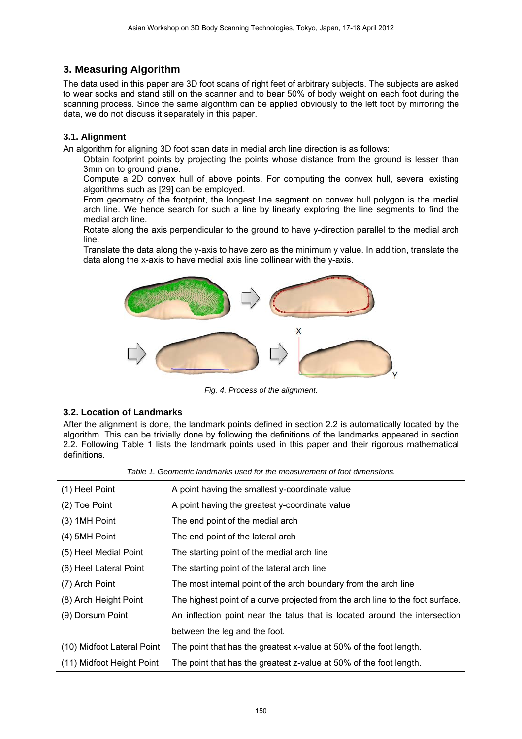## 3. Measuring Algorithm

The data used in this paper are 3D foot scans of right feet of arbitrary subjects. The subjects are asked to wear socks and stand still on the scanner and to bear 50% of body weight on each foot during the scanning process. Since the same algorithm can be applied obviously to the left foot by mirroring the data, we do not discuss it separately in this paper.

### 3.1. Alignment

An algorithm for aligning 3D foot scan data in medial arch line direction is as follows:

- Obtain footprint points by projecting the points whose distance from the ground is lesser than 3mm on to ground plane.
- Compute a 2D convex hull of above points. For computing the convex hull, several existing algorithms such as [29] can be employed.
- From geometry of the footprint, the longest line segment on convex hull polygon is the medial arch line. We hence search for such a line by linearly exploring the line segments to find the medial arch line.
- Rotate along the axis perpendicular to the ground to have y-direction parallel to the medial arch line.
- Translate the data along the y-axis to have zero as the minimum y value. In addition, translate the data along the x-axis to have medial axis line collinear with the y-axis.

X

Y

*Fig. 4. Process of the alignment.*

### 3.2. Location of Landmarks

After the alignment is done, the landmark points defined in section 2.2 is automatically located by the algorithm. This can be trivially done by following the definitions of the landmarks appeared in section 2.2. Following Table 1 lists the landmark points used in this paper and their rigorous mathematical definitions.

*Table 1. Geometric landmarks used for the measurement of foot dimensions.*

| | |
|---|---|
| (1) Heel Point | A point having the smallest y-coordinate value |
| (2) Toe Point | A point having the greatest y-coordinate value |
| (3) 1MH Point | The end point of the medial arch |
| (4) 5MH Point | The end point of the lateral arch |
| (5) Heel Medial Point | The starting point of the medial arch line |
| (6) Heel Lateral Point | The starting point of the lateral arch line |
| (7) Arch Point | The most internal point of the arch boundary from the arch line |
| (8) Arch Height Point | The highest point of a curve projected from the arch line to the foot surface. |
| (9) Dorsum Point | An inflection point near the talus that is located around the intersection between the leg and the foot. |
| (10) Midfoot Lateral Point | The point that has the greatest x-value at 50% of the foot length. |
| (11) Midfoot Height Point | The point that has the greatest z-value at 50% of the foot length. |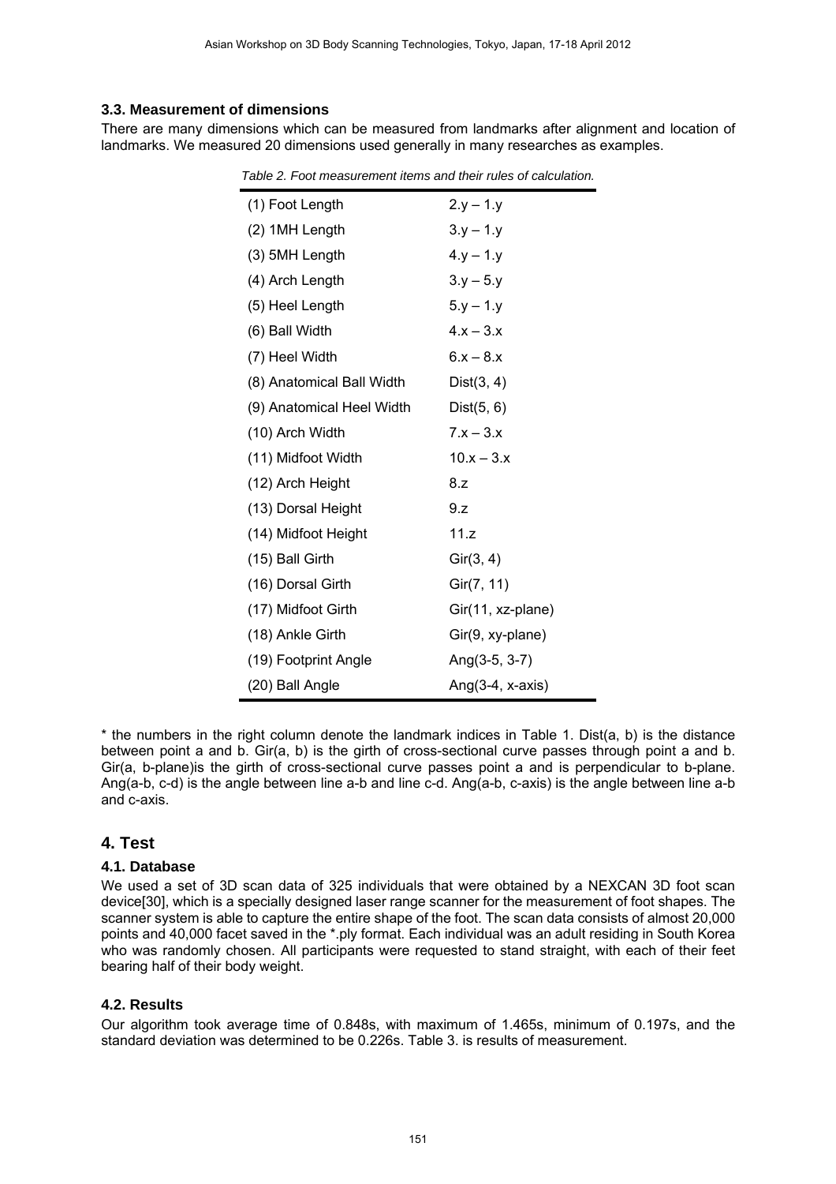### 3.3. Measurement of dimensions

There are many dimensions which can be measured from landmarks after alignment and location of landmarks. We measured 20 dimensions used generally in many researches as examples.

*Table 2. Foot measurement items and their rules of calculation.*

| | |
|---|---|
| (1) Foot Length | 2.y – 1.y |
| (2) 1MH Length | 3.y – 1.y |
| (3) 5MH Length | 4.y – 1.y |
| (4) Arch Length | 3.y – 5.y |
| (5) Heel Length | 5.y – 1.y |
| (6) Ball Width | 4.x – 3.x |
| (7) Heel Width | 6.x – 8.x |
| (8) Anatomical Ball Width | Dist(3, 4) |
| (9) Anatomical Heel Width | Dist(5, 6) |
| (10) Arch Width | 7.x – 3.x |
| (11) Midfoot Width | 10.x – 3.x |
| (12) Arch Height | 8.z |
| (13) Dorsal Height | 9.z |
| (14) Midfoot Height | 11.z |
| (15) Ball Girth | Gir(3, 4) |
| (16) Dorsal Girth | Gir(7, 11) |
| (17) Midfoot Girth | Gir(11, xz-plane) |
| (18) Ankle Girth | Gir(9, xy-plane) |
| (19) Footprint Angle | Ang(3-5, 3-7) |
| (20) Ball Angle | Ang(3-4, x-axis) |

* the numbers in the right column denote the landmark indices in Table 1. Dist(a, b) is the distance between point a and b. Gir(a, b) is the girth of cross-sectional curve passes through point a and b. Gir(a, b-plane)is the girth of cross-sectional curve passes point a and is perpendicular to b-plane. Ang(a-b, c-d) is the angle between line a-b and line c-d. Ang(a-b, c-axis) is the angle between line a-b and c-axis.

## 4. Test

### 4.1. Database

We used a set of 3D scan data of 325 individuals that were obtained by a NEXCAN 3D foot scan device[30], which is a specially designed laser range scanner for the measurement of foot shapes. The scanner system is able to capture the entire shape of the foot. The scan data consists of almost 20,000 points and 40,000 facet saved in the *.ply format. Each individual was an adult residing in South Korea who was randomly chosen. All participants were requested to stand straight, with each of their feet bearing half of their body weight.

### 4.2. Results

Our algorithm took average time of 0.848s, with maximum of 1.465s, minimum of 0.197s, and the standard deviation was determined to be 0.226s. Table 3. is results of measurement.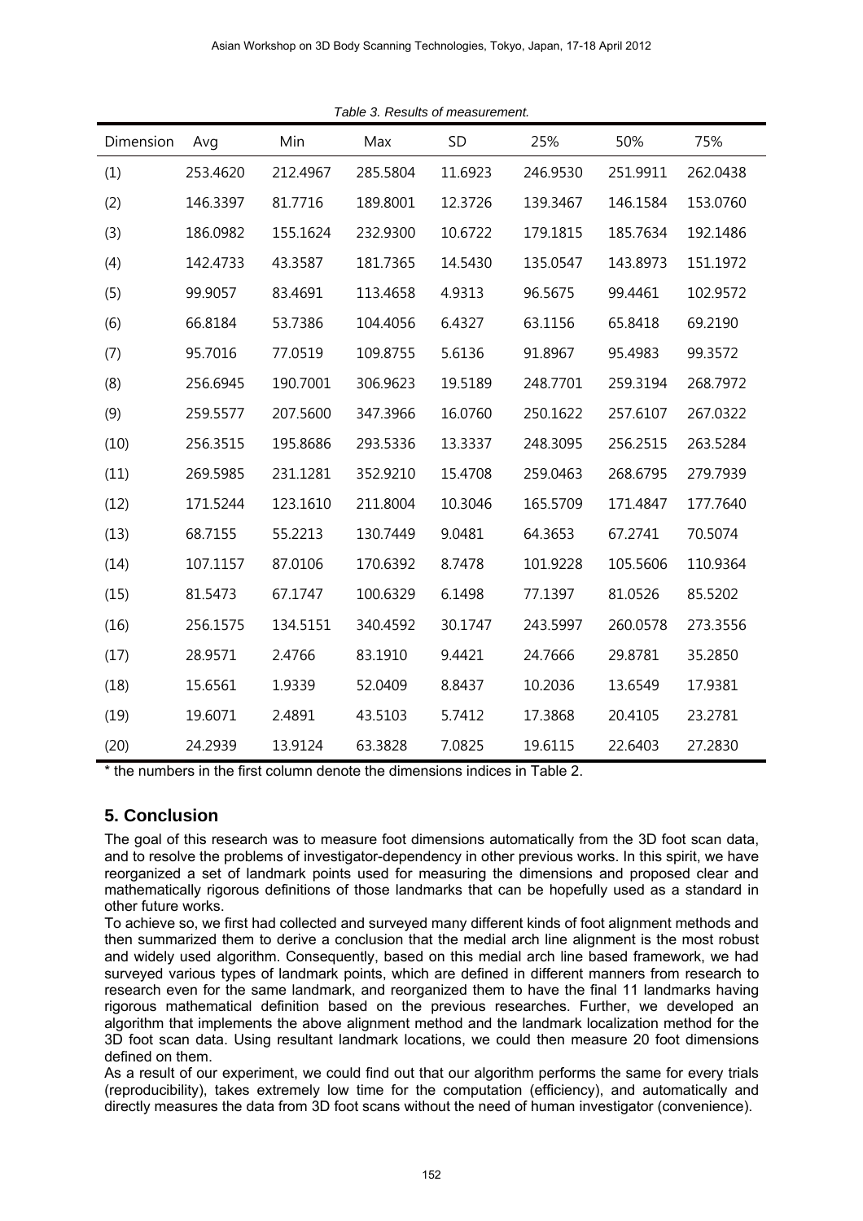*Table 3. Results of measurement.*

| Dimension | Avg | Min | Max | SD | 25% | 50% | 75% |
|---|---|---|---|---|---|---|---|
| (1) | 253.4620 | 212.4967 | 285.5804 | 11.6923 | 246.9530 | 251.9911 | 262.0438 |
| (2) | 146.3397 | 81.7716 | 189.8001 | 12.3726 | 139.3467 | 146.1584 | 153.0760 |
| (3) | 186.0982 | 155.1624 | 232.9300 | 10.6722 | 179.1815 | 185.7634 | 192.1486 |
| (4) | 142.4733 | 43.3587 | 181.7365 | 14.5430 | 135.0547 | 143.8973 | 151.1972 |
| (5) | 99.9057 | 83.4691 | 113.4658 | 4.9313 | 96.5675 | 99.4461 | 102.9572 |
| (6) | 66.8184 | 53.7386 | 104.4056 | 6.4327 | 63.1156 | 65.8418 | 69.2190 |
| (7) | 95.7016 | 77.0519 | 109.8755 | 5.6136 | 91.8967 | 95.4983 | 99.3572 |
| (8) | 256.6945 | 190.7001 | 306.9623 | 19.5189 | 248.7701 | 259.3194 | 268.7972 |
| (9) | 259.5577 | 207.5600 | 347.3966 | 16.0760 | 250.1622 | 257.6107 | 267.0322 |
| (10) | 256.3515 | 195.8686 | 293.5336 | 13.3337 | 248.3095 | 256.2515 | 263.5284 |
| (11) | 269.5985 | 231.1281 | 352.9210 | 15.4708 | 259.0463 | 268.6795 | 279.7939 |
| (12) | 171.5244 | 123.1610 | 211.8004 | 10.3046 | 165.5709 | 171.4847 | 177.7640 |
| (13) | 68.7155 | 55.2213 | 130.7449 | 9.0481 | 64.3653 | 67.2741 | 70.5074 |
| (14) | 107.1157 | 87.0106 | 170.6392 | 8.7478 | 101.9228 | 105.5606 | 110.9364 |
| (15) | 81.5473 | 67.1747 | 100.6329 | 6.1498 | 77.1397 | 81.0526 | 85.5202 |
| (16) | 256.1575 | 134.5151 | 340.4592 | 30.1747 | 243.5997 | 260.0578 | 273.3556 |
| (17) | 28.9571 | 2.4766 | 83.1910 | 9.4421 | 24.7666 | 29.8781 | 35.2850 |
| (18) | 15.6561 | 1.9339 | 52.0409 | 8.8437 | 10.2036 | 13.6549 | 17.9381 |
| (19) | 19.6071 | 2.4891 | 43.5103 | 5.7412 | 17.3868 | 20.4105 | 23.2781 |
| (20) | 24.2939 | 13.9124 | 63.3828 | 7.0825 | 19.6115 | 22.6403 | 27.2830 |

* the numbers in the first column denote the dimensions indices in Table 2.

## 5. Conclusion

The goal of this research was to measure foot dimensions automatically from the 3D foot scan data, and to resolve the problems of investigator-dependency in other previous works. In this spirit, we have reorganized a set of landmark points used for measuring the dimensions and proposed clear and mathematically rigorous definitions of those landmarks that can be hopefully used as a standard in other future works.

To achieve so, we first had collected and surveyed many different kinds of foot alignment methods and then summarized them to derive a conclusion that the medial arch line alignment is the most robust and widely used algorithm. Consequently, based on this medial arch line based framework, we had surveyed various types of landmark points, which are defined in different manners from research to research even for the same landmark, and reorganized them to have the final 11 landmarks having rigorous mathematical definition based on the previous researches. Further, we developed an algorithm that implements the above alignment method and the landmark localization method for the 3D foot scan data. Using resultant landmark locations, we could then measure 20 foot dimensions defined on them.

As a result of our experiment, we could find out that our algorithm performs the same for every trials (reproducibility), takes extremely low time for the computation (efficiency), and automatically and directly measures the data from 3D foot scans without the need of human investigator (convenience).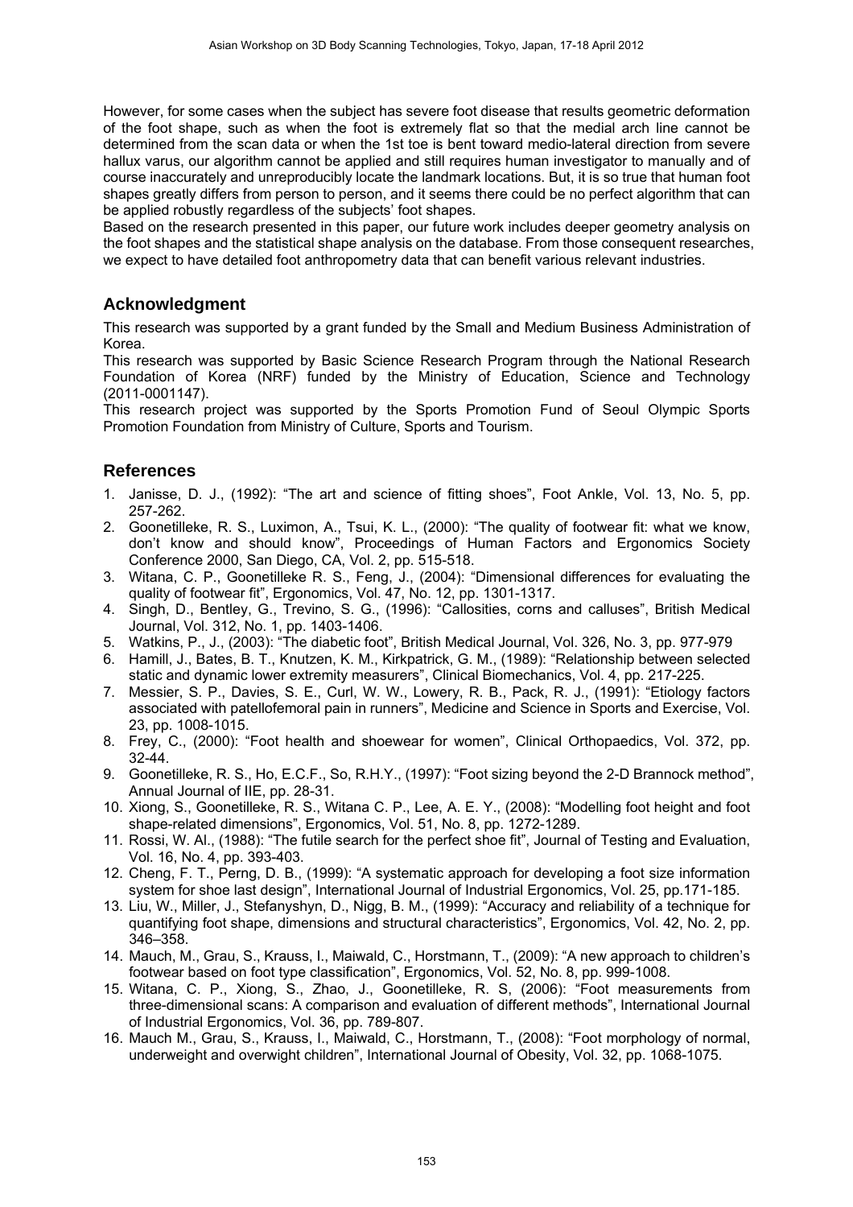However, for some cases when the subject has severe foot disease that results geometric deformation of the foot shape, such as when the foot is extremely flat so that the medial arch line cannot be determined from the scan data or when the 1st toe is bent toward medio-lateral direction from severe hallux varus, our algorithm cannot be applied and still requires human investigator to manually and of course inaccurately and unreproducibly locate the landmark locations. But, it is so true that human foot shapes greatly differs from person to person, and it seems there could be no perfect algorithm that can be applied robustly regardless of the subjects' foot shapes.

Based on the research presented in this paper, our future work includes deeper geometry analysis on the foot shapes and the statistical shape analysis on the database. From those consequent researches, we expect to have detailed foot anthropometry data that can benefit various relevant industries.

## Acknowledgment

This research was supported by a grant funded by the Small and Medium Business Administration of Korea.

This research was supported by Basic Science Research Program through the National Research Foundation of Korea (NRF) funded by the Ministry of Education, Science and Technology (2011-0001147).

This research project was supported by the Sports Promotion Fund of Seoul Olympic Sports Promotion Foundation from Ministry of Culture, Sports and Tourism.

## References

1. Janisse, D. J., (1992): "The art and science of fitting shoes", Foot Ankle, Vol. 13, No. 5, pp. 257-262.
2. Goonetilleke, R. S., Luximon, A., Tsui, K. L., (2000): "The quality of footwear fit: what we know, don't know and should know", Proceedings of Human Factors and Ergonomics Society Conference 2000, San Diego, CA, Vol. 2, pp. 515-518.
3. Witana, C. P., Goonetilleke R. S., Feng, J., (2004): "Dimensional differences for evaluating the quality of footwear fit", Ergonomics, Vol. 47, No. 12, pp. 1301-1317.
4. Singh, D., Bentley, G., Trevino, S. G., (1996): "Callosities, corns and calluses", British Medical Journal, Vol. 312, No. 1, pp. 1403-1406.
5. Watkins, P., J., (2003): "The diabetic foot", British Medical Journal, Vol. 326, No. 3, pp. 977-979
6. Hamill, J., Bates, B. T., Knutzen, K. M., Kirkpatrick, G. M., (1989): "Relationship between selected static and dynamic lower extremity measurers", Clinical Biomechanics, Vol. 4, pp. 217-225.
7. Messier, S. P., Davies, S. E., Curl, W. W., Lowery, R. B., Pack, R. J., (1991): "Etiology factors associated with patellofemoral pain in runners", Medicine and Science in Sports and Exercise, Vol. 23, pp. 1008-1015.
8. Frey, C., (2000): "Foot health and shoewear for women", Clinical Orthopaedics, Vol. 372, pp. 32-44.
9. Goonetilleke, R. S., Ho, E.C.F., So, R.H.Y., (1997): "Foot sizing beyond the 2-D Brannock method", Annual Journal of IIE, pp. 28-31.
10. Xiong, S., Goonetilleke, R. S., Witana C. P., Lee, A. E. Y., (2008): "Modelling foot height and foot shape-related dimensions", Ergonomics, Vol. 51, No. 8, pp. 1272-1289.
11. Rossi, W. Al., (1988): "The futile search for the perfect shoe fit", Journal of Testing and Evaluation, Vol. 16, No. 4, pp. 393-403.
12. Cheng, F. T., Perng, D. B., (1999): "A systematic approach for developing a foot size information system for shoe last design", International Journal of Industrial Ergonomics, Vol. 25, pp.171-185.
13. Liu, W., Miller, J., Stefanyshyn, D., Nigg, B. M., (1999): "Accuracy and reliability of a technique for quantifying foot shape, dimensions and structural characteristics", Ergonomics, Vol. 42, No. 2, pp. 346–358.
14. Mauch, M., Grau, S., Krauss, I., Maiwald, C., Horstmann, T., (2009): "A new approach to children's footwear based on foot type classification", Ergonomics, Vol. 52, No. 8, pp. 999-1008.
15. Witana, C. P., Xiong, S., Zhao, J., Goonetilleke, R. S, (2006): "Foot measurements from three-dimensional scans: A comparison and evaluation of different methods", International Journal of Industrial Ergonomics, Vol. 36, pp. 789-807.
16. Mauch M., Grau, S., Krauss, I., Maiwald, C., Horstmann, T., (2008): "Foot morphology of normal, underweight and overwight children", International Journal of Obesity, Vol. 32, pp. 1068-1075.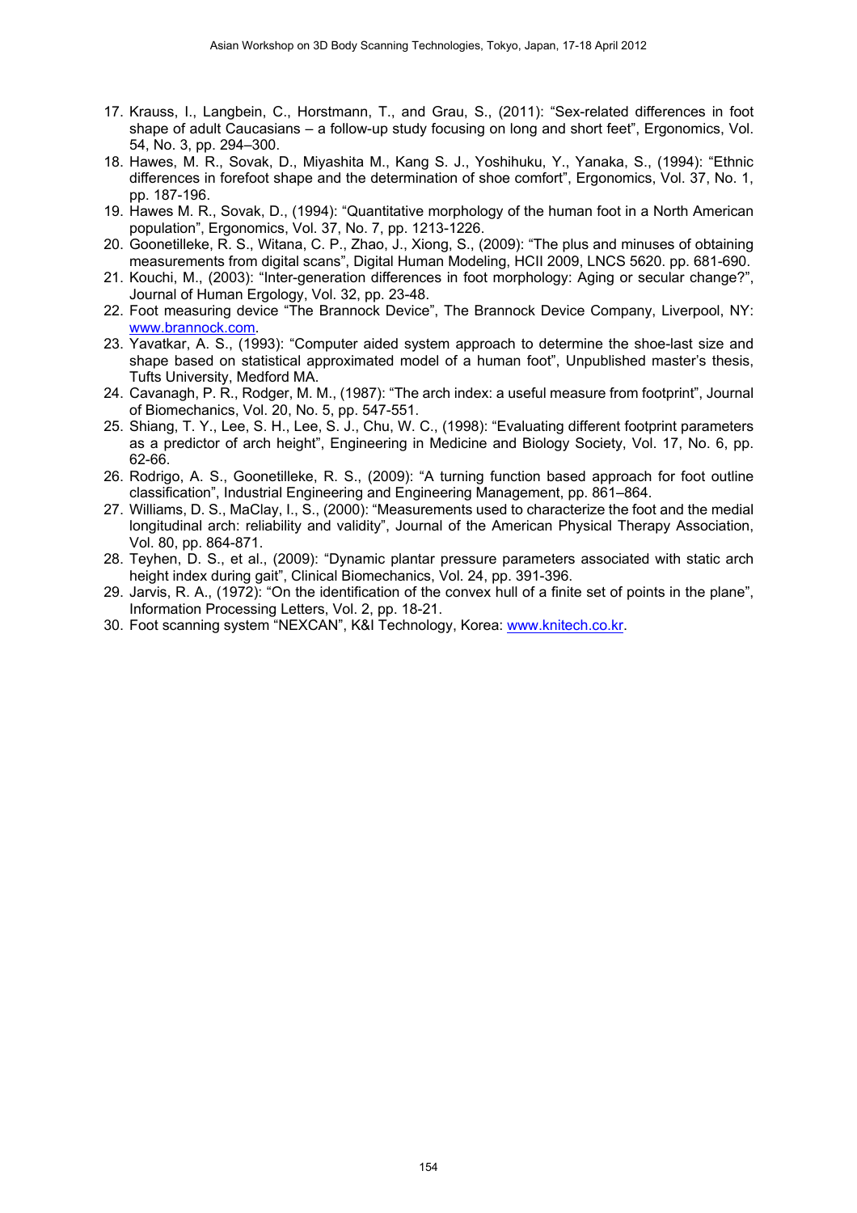17. Krauss, I., Langbein, C., Horstmann, T., and Grau, S., (2011): "Sex-related differences in foot shape of adult Caucasians – a follow-up study focusing on long and short feet", Ergonomics, Vol. 54, No. 3, pp. 294–300.
18. Hawes, M. R., Sovak, D., Miyashita M., Kang S. J., Yoshihuku, Y., Yanaka, S., (1994): "Ethnic differences in forefoot shape and the determination of shoe comfort", Ergonomics, Vol. 37, No. 1, pp. 187-196.
19. Hawes M. R., Sovak, D., (1994): "Quantitative morphology of the human foot in a North American population", Ergonomics, Vol. 37, No. 7, pp. 1213-1226.
20. Goonetilleke, R. S., Witana, C. P., Zhao, J., Xiong, S., (2009): "The plus and minuses of obtaining measurements from digital scans", Digital Human Modeling, HCII 2009, LNCS 5620. pp. 681-690.
21. Kouchi, M., (2003): "Inter-generation differences in foot morphology: Aging or secular change?", Journal of Human Ergology, Vol. 32, pp. 23-48.
22. Foot measuring device "The Brannock Device", The Brannock Device Company, Liverpool, NY: www.brannock.com.
23. Yavatkar, A. S., (1993): "Computer aided system approach to determine the shoe-last size and shape based on statistical approximated model of a human foot", Unpublished master's thesis, Tufts University, Medford MA.
24. Cavanagh, P. R., Rodger, M. M., (1987): "The arch index: a useful measure from footprint", Journal of Biomechanics, Vol. 20, No. 5, pp. 547-551.
25. Shiang, T. Y., Lee, S. H., Lee, S. J., Chu, W. C., (1998): "Evaluating different footprint parameters as a predictor of arch height", Engineering in Medicine and Biology Society, Vol. 17, No. 6, pp. 62-66.
26. Rodrigo, A. S., Goonetilleke, R. S., (2009): "A turning function based approach for foot outline classification", Industrial Engineering and Engineering Management, pp. 861–864.
27. Williams, D. S., MaClay, I., S., (2000): "Measurements used to characterize the foot and the medial longitudinal arch: reliability and validity", Journal of the American Physical Therapy Association, Vol. 80, pp. 864-871.
28. Teyhen, D. S., et al., (2009): "Dynamic plantar pressure parameters associated with static arch height index during gait", Clinical Biomechanics, Vol. 24, pp. 391-396.
29. Jarvis, R. A., (1972): "On the identification of the convex hull of a finite set of points in the plane", Information Processing Letters, Vol. 2, pp. 18-21.
30. Foot scanning system "NEXCAN", K&I Technology, Korea: www.knitech.co.kr.